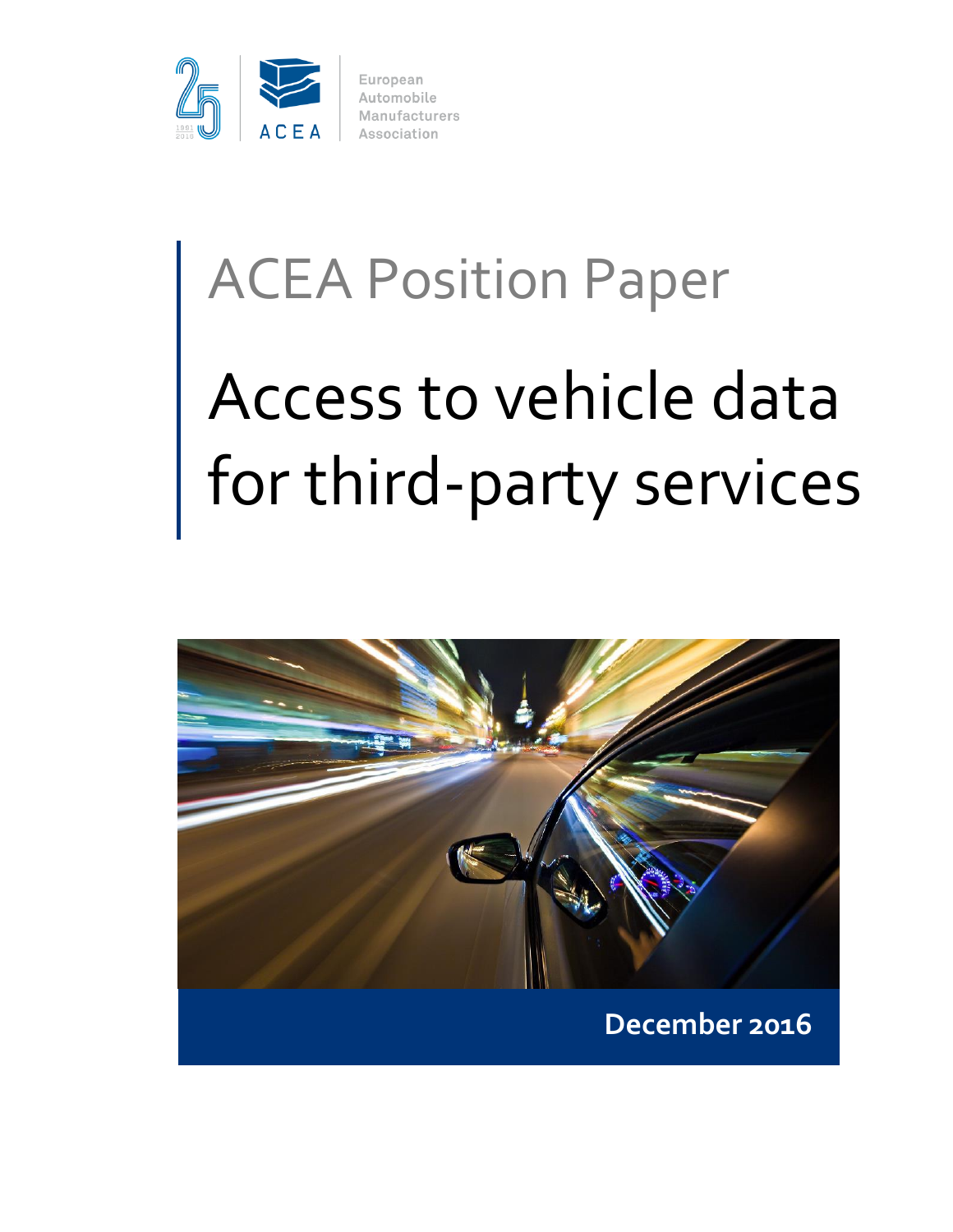European Automobile Manufacturers Association

ACEA

# ACEA Position Paper

# Access to vehicle data for third-party services

**December 2016**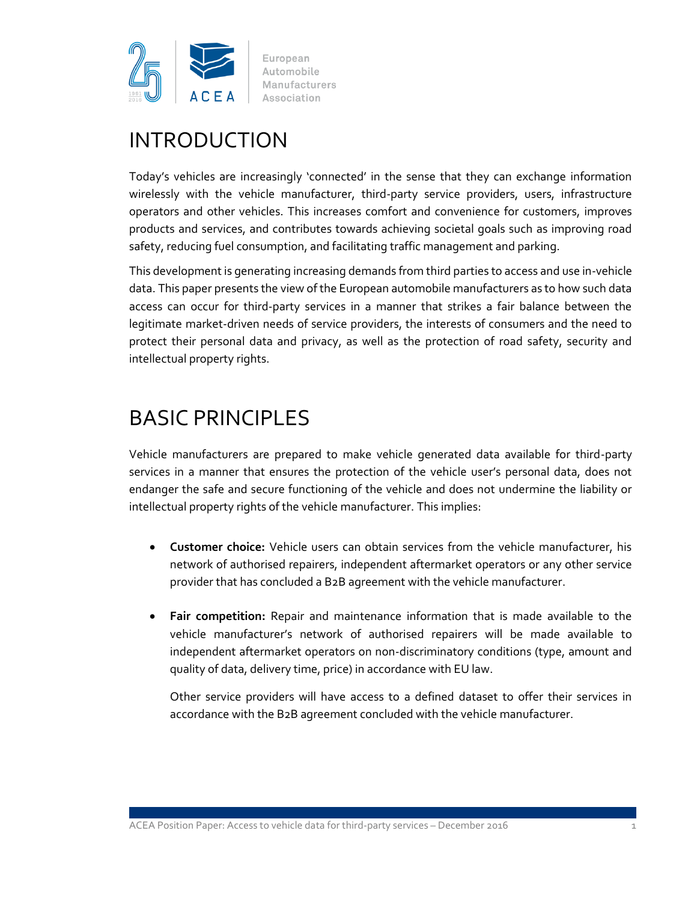# INTRODUCTION

Today's vehicles are increasingly 'connected' in the sense that they can exchange information wirelessly with the vehicle manufacturer, third-party service providers, users, infrastructure operators and other vehicles. This increases comfort and convenience for customers, improves products and services, and contributes towards achieving societal goals such as improving road safety, reducing fuel consumption, and facilitating traffic management and parking.

This development is generating increasing demands from third parties to access and use in-vehicle data. This paper presents the view of the European automobile manufacturers as to how such data access can occur for third-party services in a manner that strikes a fair balance between the legitimate market-driven needs of service providers, the interests of consumers and the need to protect their personal data and privacy, as well as the protection of road safety, security and intellectual property rights.

# BASIC PRINCIPLES

Vehicle manufacturers are prepared to make vehicle generated data available for third-party services in a manner that ensures the protection of the vehicle user's personal data, does not endanger the safe and secure functioning of the vehicle and does not undermine the liability or intellectual property rights of the vehicle manufacturer. This implies:

- **Customer choice:** Vehicle users can obtain services from the vehicle manufacturer, his network of authorised repairers, independent aftermarket operators or any other service provider that has concluded a B2B agreement with the vehicle manufacturer.

- **Fair competition:** Repair and maintenance information that is made available to the vehicle manufacturer's network of authorised repairers will be made available to independent aftermarket operators on non-discriminatory conditions (type, amount and quality of data, delivery time, price) in accordance with EU law.

  Other service providers will have access to a defined dataset to offer their services in accordance with the B2B agreement concluded with the vehicle manufacturer.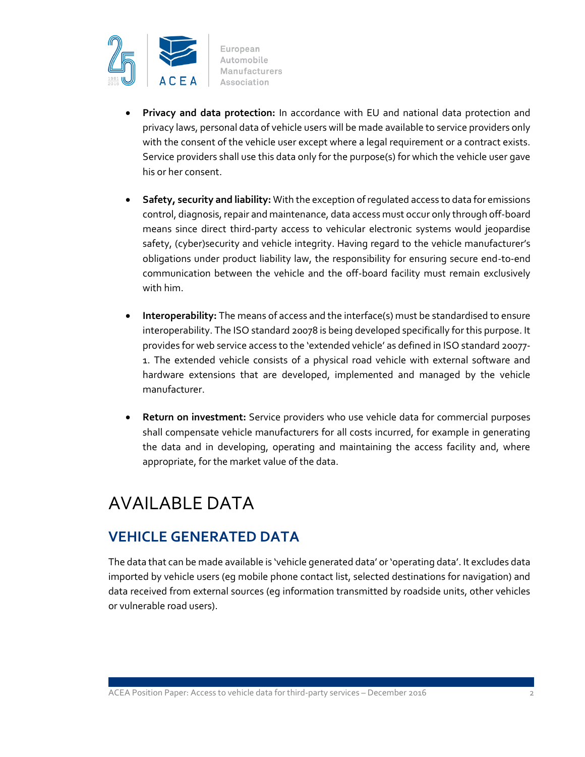- **Privacy and data protection:** In accordance with EU and national data protection and privacy laws, personal data of vehicle users will be made available to service providers only with the consent of the vehicle user except where a legal requirement or a contract exists. Service providers shall use this data only for the purpose(s) for which the vehicle user gave his or her consent.

- **Safety, security and liability:** With the exception of regulated access to data for emissions control, diagnosis, repair and maintenance, data access must occur only through off-board means since direct third-party access to vehicular electronic systems would jeopardise safety, (cyber)security and vehicle integrity. Having regard to the vehicle manufacturer's obligations under product liability law, the responsibility for ensuring secure end-to-end communication between the vehicle and the off-board facility must remain exclusively with him.

- **Interoperability:** The means of access and the interface(s) must be standardised to ensure interoperability. The ISO standard 20078 is being developed specifically for this purpose. It provides for web service access to the 'extended vehicle' as defined in ISO standard 20077-1. The extended vehicle consists of a physical road vehicle with external software and hardware extensions that are developed, implemented and managed by the vehicle manufacturer.

- **Return on investment:** Service providers who use vehicle data for commercial purposes shall compensate vehicle manufacturers for all costs incurred, for example in generating the data and in developing, operating and maintaining the access facility and, where appropriate, for the market value of the data.

# AVAILABLE DATA

## VEHICLE GENERATED DATA

The data that can be made available is 'vehicle generated data' or 'operating data'. It excludes data imported by vehicle users (eg mobile phone contact list, selected destinations for navigation) and data received from external sources (eg information transmitted by roadside units, other vehicles or vulnerable road users).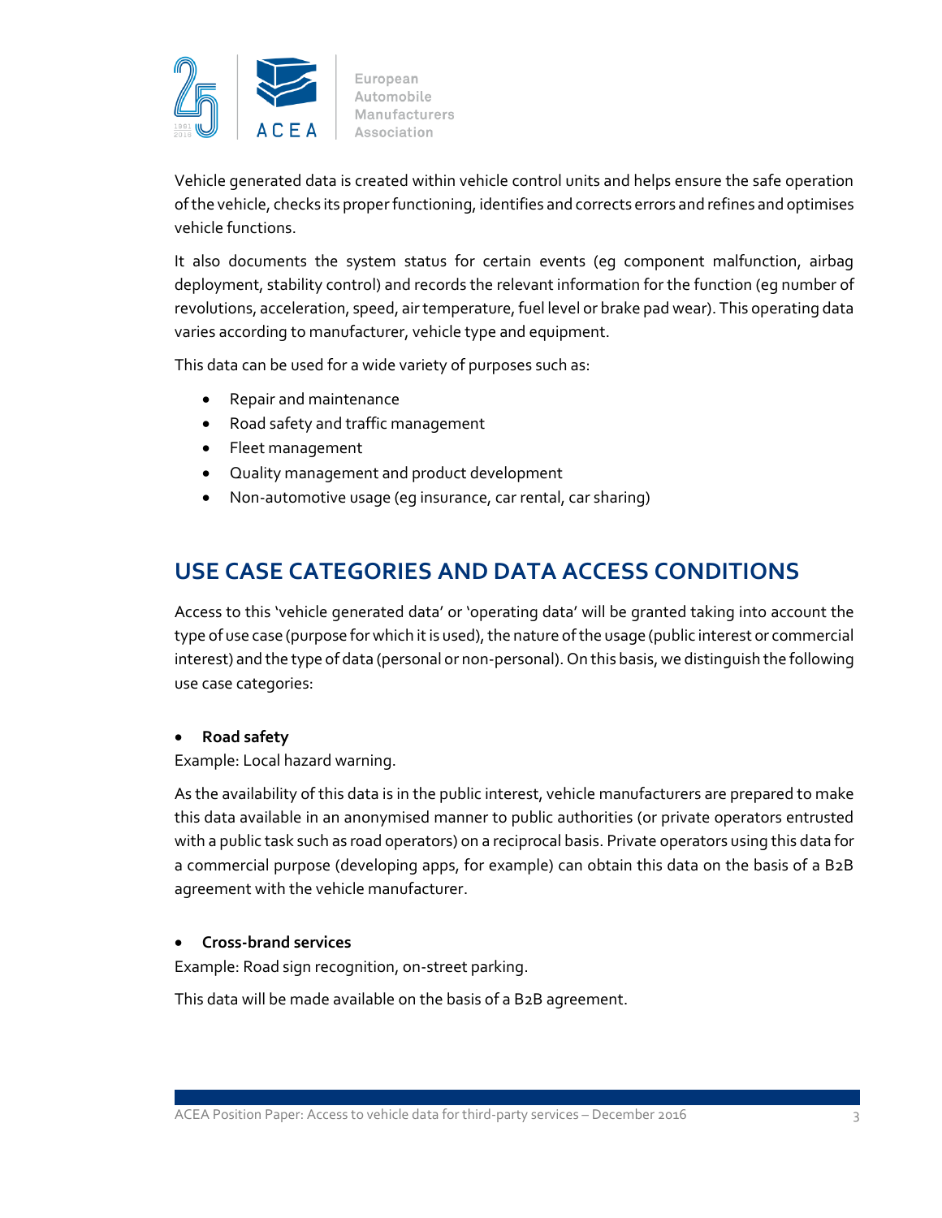Vehicle generated data is created within vehicle control units and helps ensure the safe operation of the vehicle, checks its proper functioning, identifies and corrects errors and refines and optimises vehicle functions.

It also documents the system status for certain events (eg component malfunction, airbag deployment, stability control) and records the relevant information for the function (eg number of revolutions, acceleration, speed, air temperature, fuel level or brake pad wear). This operating data varies according to manufacturer, vehicle type and equipment.

This data can be used for a wide variety of purposes such as:

- Repair and maintenance
- Road safety and traffic management
- Fleet management
- Quality management and product development
- Non-automotive usage (eg insurance, car rental, car sharing)

## USE CASE CATEGORIES AND DATA ACCESS CONDITIONS

Access to this 'vehicle generated data' or 'operating data' will be granted taking into account the type of use case (purpose for which it is used), the nature of the usage (public interest or commercial interest) and the type of data (personal or non-personal). On this basis, we distinguish the following use case categories:

- **Road safety**

Example: Local hazard warning.

As the availability of this data is in the public interest, vehicle manufacturers are prepared to make this data available in an anonymised manner to public authorities (or private operators entrusted with a public task such as road operators) on a reciprocal basis. Private operators using this data for a commercial purpose (developing apps, for example) can obtain this data on the basis of a B2B agreement with the vehicle manufacturer.

- **Cross-brand services**

Example: Road sign recognition, on-street parking.

This data will be made available on the basis of a B2B agreement.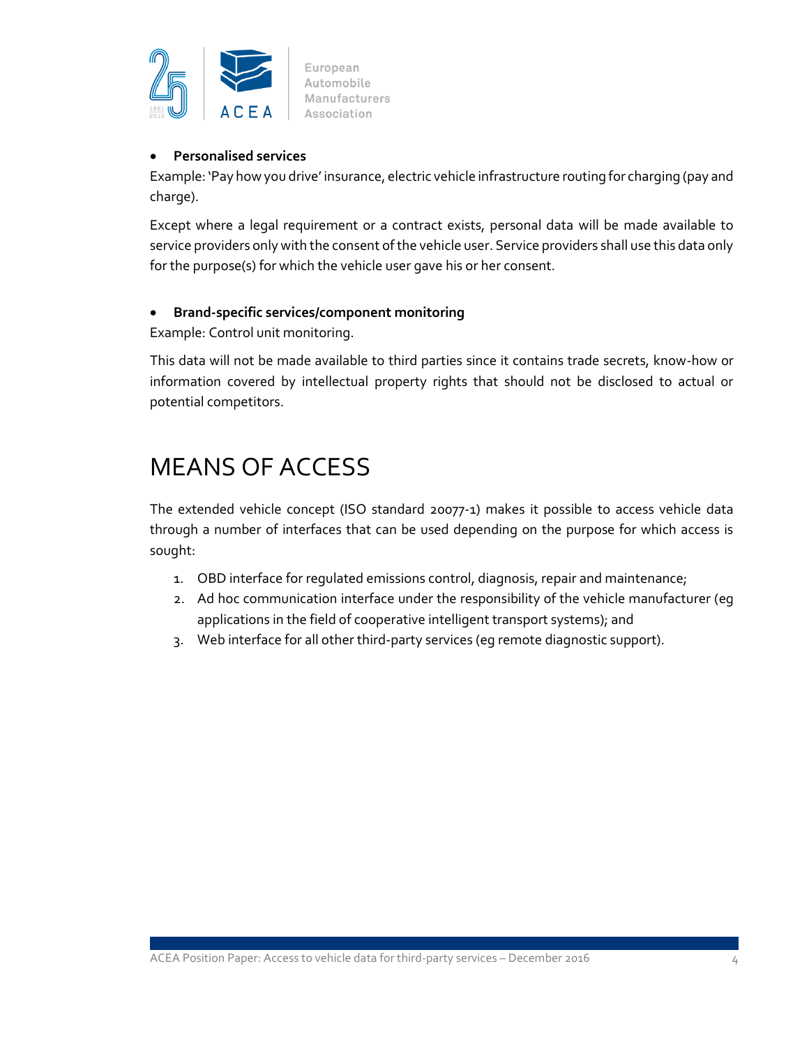- **Personalised services**

Example: 'Pay how you drive' insurance, electric vehicle infrastructure routing for charging (pay and charge).

Except where a legal requirement or a contract exists, personal data will be made available to service providers only with the consent of the vehicle user. Service providers shall use this data only for the purpose(s) for which the vehicle user gave his or her consent.

- **Brand-specific services/component monitoring**

Example: Control unit monitoring.

This data will not be made available to third parties since it contains trade secrets, know-how or information covered by intellectual property rights that should not be disclosed to actual or potential competitors.

# MEANS OF ACCESS

The extended vehicle concept (ISO standard 20077-1) makes it possible to access vehicle data through a number of interfaces that can be used depending on the purpose for which access is sought:

1. OBD interface for regulated emissions control, diagnosis, repair and maintenance;
2. Ad hoc communication interface under the responsibility of the vehicle manufacturer (eg applications in the field of cooperative intelligent transport systems); and
3. Web interface for all other third-party services (eg remote diagnostic support).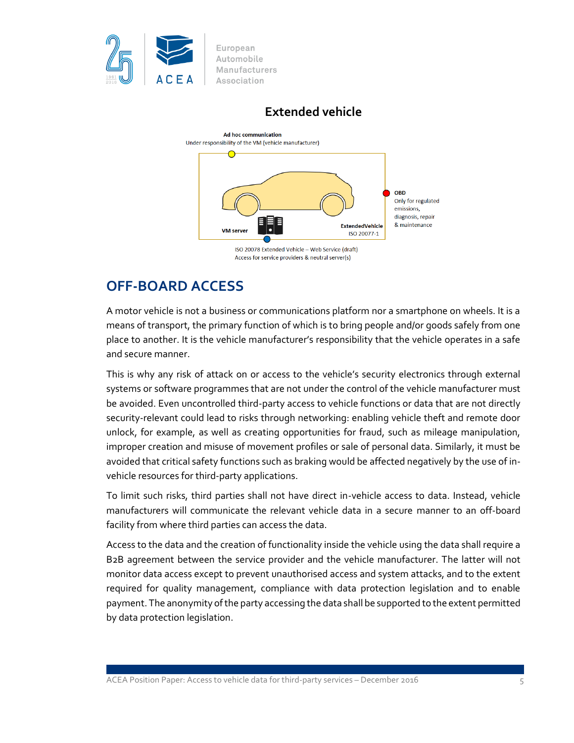## Extended vehicle

**Ad hoc communication**
Under responsibility of the VM (vehicle manufacturer)

**OBD**
Only for regulated emissions, diagnosis, repair & maintenance

**VM server**

**ExtendedVehicle**
ISO 20077-1

ISO 20078 Extended Vehicle – Web Service (draft)
Access for service providers & neutral server(s)

# OFF-BOARD ACCESS

A motor vehicle is not a business or communications platform nor a smartphone on wheels. It is a means of transport, the primary function of which is to bring people and/or goods safely from one place to another. It is the vehicle manufacturer's responsibility that the vehicle operates in a safe and secure manner.

This is why any risk of attack on or access to the vehicle's security electronics through external systems or software programmes that are not under the control of the vehicle manufacturer must be avoided. Even uncontrolled third-party access to vehicle functions or data that are not directly security-relevant could lead to risks through networking: enabling vehicle theft and remote door unlock, for example, as well as creating opportunities for fraud, such as mileage manipulation, improper creation and misuse of movement profiles or sale of personal data. Similarly, it must be avoided that critical safety functions such as braking would be affected negatively by the use of in-vehicle resources for third-party applications.

To limit such risks, third parties shall not have direct in-vehicle access to data. Instead, vehicle manufacturers will communicate the relevant vehicle data in a secure manner to an off-board facility from where third parties can access the data.

Access to the data and the creation of functionality inside the vehicle using the data shall require a B2B agreement between the service provider and the vehicle manufacturer. The latter will not monitor data access except to prevent unauthorised access and system attacks, and to the extent required for quality management, compliance with data protection legislation and to enable payment. The anonymity of the party accessing the data shall be supported to the extent permitted by data protection legislation.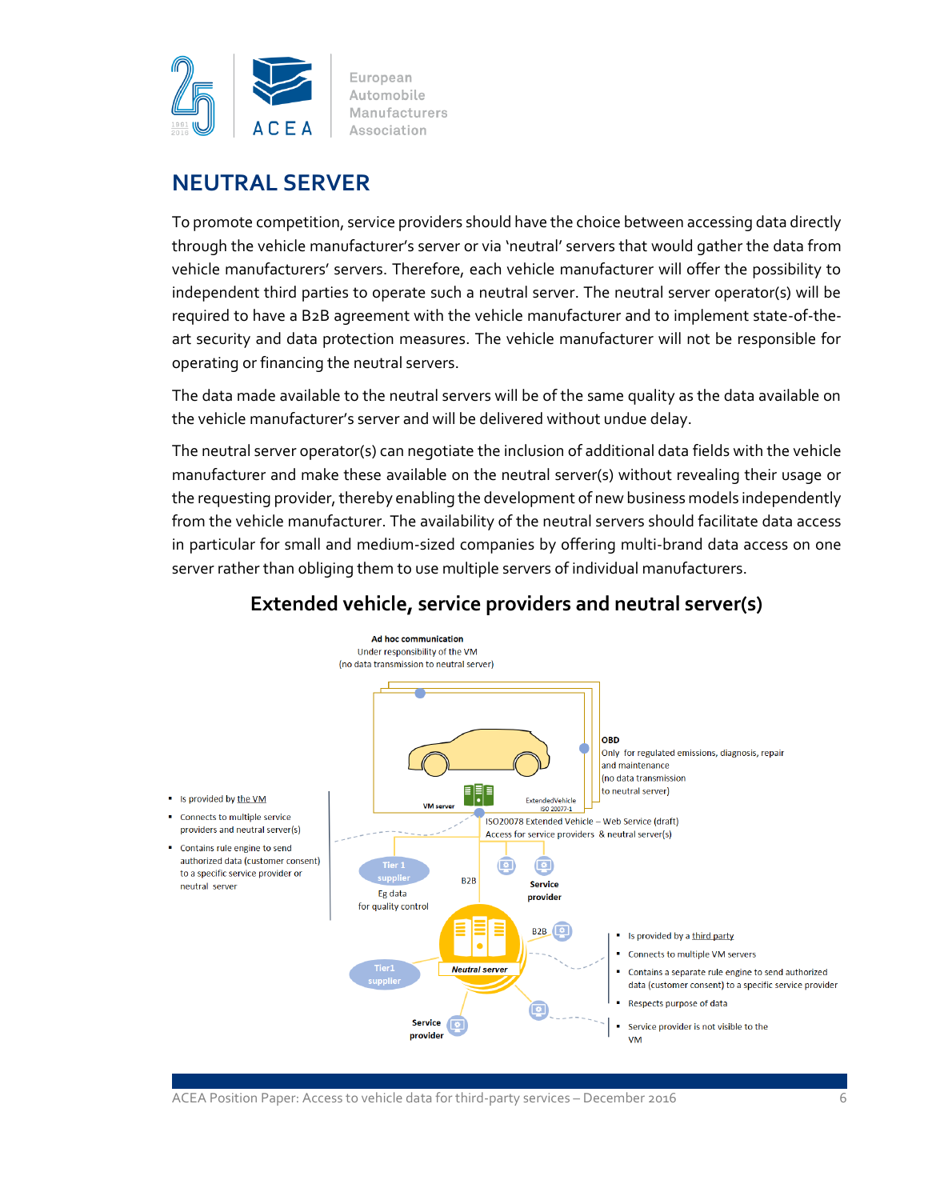## NEUTRAL SERVER

To promote competition, service providers should have the choice between accessing data directly through the vehicle manufacturer's server or via 'neutral' servers that would gather the data from vehicle manufacturers' servers. Therefore, each vehicle manufacturer will offer the possibility to independent third parties to operate such a neutral server. The neutral server operator(s) will be required to have a B2B agreement with the vehicle manufacturer and to implement state-of-the-art security and data protection measures. The vehicle manufacturer will not be responsible for operating or financing the neutral servers.

The data made available to the neutral servers will be of the same quality as the data available on the vehicle manufacturer's server and will be delivered without undue delay.

The neutral server operator(s) can negotiate the inclusion of additional data fields with the vehicle manufacturer and make these available on the neutral server(s) without revealing their usage or the requesting provider, thereby enabling the development of new business models independently from the vehicle manufacturer. The availability of the neutral servers should facilitate data access in particular for small and medium-sized companies by offering multi-brand data access on one server rather than obliging them to use multiple servers of individual manufacturers.

### Extended vehicle, service providers and neutral server(s)

**Ad hoc communication**
Under responsibility of the VM
(no data transmission to neutral server)

**OBD**
Only for regulated emissions, diagnosis, repair and maintenance
(no data transmission to neutral server)

VM server

ExtendedVehicle ISO 20077-1

ISO20078 Extended Vehicle – Web Service (draft)
Access for service providers & neutral server(s)

- Is provided by the VM
- Connects to multiple service providers and neutral server(s)
- Contains rule engine to send authorized data (customer consent) to a specific service provider or neutral server

Tier 1 supplier — Eg data for quality control

B2B

Service provider

Neutral server

B2B

Tier1 supplier

Service provider

- Is provided by a third party
- Connects to multiple VM servers
- Contains a separate rule engine to send authorized data (customer consent) to a specific service provider
- Respects purpose of data
- Service provider is not visible to the VM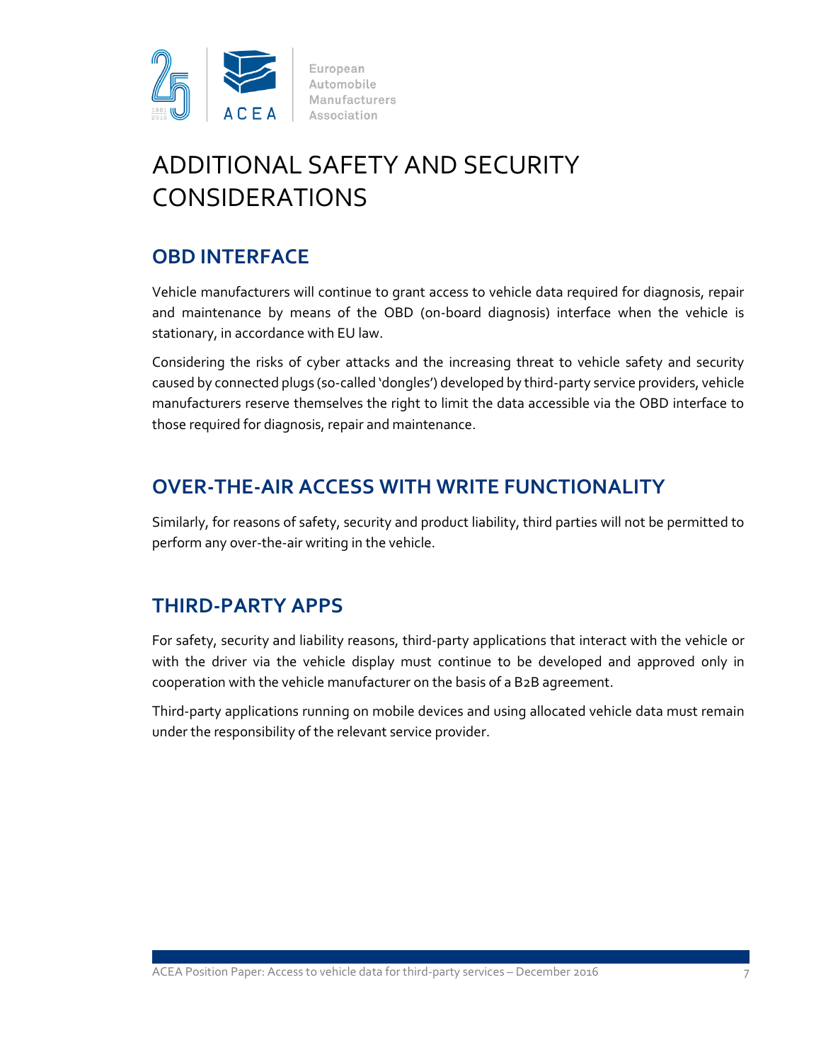# ADDITIONAL SAFETY AND SECURITY CONSIDERATIONS

## OBD INTERFACE

Vehicle manufacturers will continue to grant access to vehicle data required for diagnosis, repair and maintenance by means of the OBD (on-board diagnosis) interface when the vehicle is stationary, in accordance with EU law.

Considering the risks of cyber attacks and the increasing threat to vehicle safety and security caused by connected plugs (so-called 'dongles') developed by third-party service providers, vehicle manufacturers reserve themselves the right to limit the data accessible via the OBD interface to those required for diagnosis, repair and maintenance.

## OVER-THE-AIR ACCESS WITH WRITE FUNCTIONALITY

Similarly, for reasons of safety, security and product liability, third parties will not be permitted to perform any over-the-air writing in the vehicle.

## THIRD-PARTY APPS

For safety, security and liability reasons, third-party applications that interact with the vehicle or with the driver via the vehicle display must continue to be developed and approved only in cooperation with the vehicle manufacturer on the basis of a B2B agreement.

Third-party applications running on mobile devices and using allocated vehicle data must remain under the responsibility of the relevant service provider.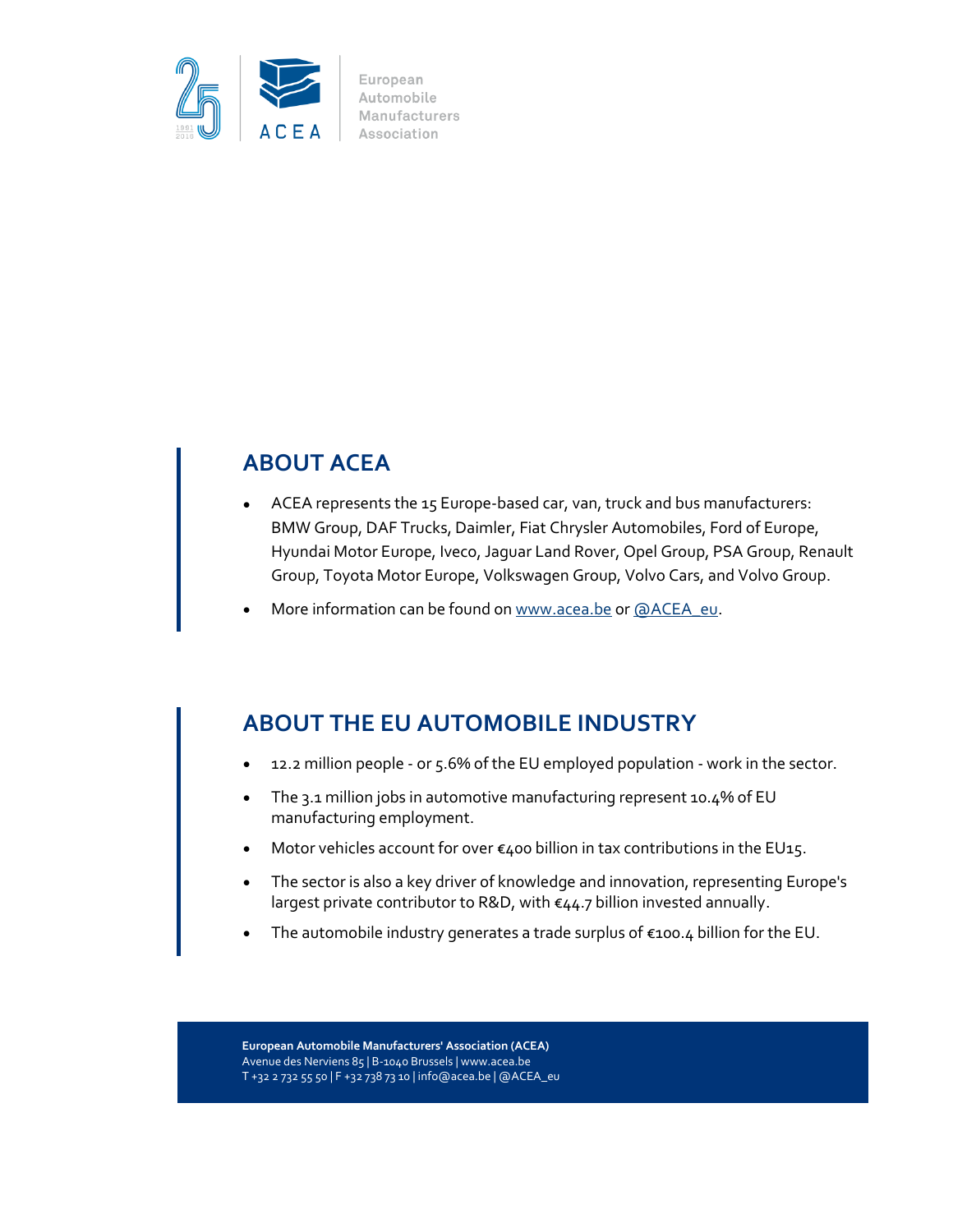## ABOUT ACEA

- ACEA represents the 15 Europe-based car, van, truck and bus manufacturers: BMW Group, DAF Trucks, Daimler, Fiat Chrysler Automobiles, Ford of Europe, Hyundai Motor Europe, Iveco, Jaguar Land Rover, Opel Group, PSA Group, Renault Group, Toyota Motor Europe, Volkswagen Group, Volvo Cars, and Volvo Group.
- More information can be found on www.acea.be or @ACEA_eu.

## ABOUT THE EU AUTOMOBILE INDUSTRY

- 12.2 million people - or 5.6% of the EU employed population - work in the sector.
- The 3.1 million jobs in automotive manufacturing represent 10.4% of EU manufacturing employment.
- Motor vehicles account for over €400 billion in tax contributions in the EU15.
- The sector is also a key driver of knowledge and innovation, representing Europe's largest private contributor to R&D, with €44.7 billion invested annually.
- The automobile industry generates a trade surplus of €100.4 billion for the EU.

**European Automobile Manufacturers' Association (ACEA)**
Avenue des Nerviens 85 | B-1040 Brussels | www.acea.be
T +32 2 732 55 50 | F +32 738 73 10 | info@acea.be | @ACEA_eu